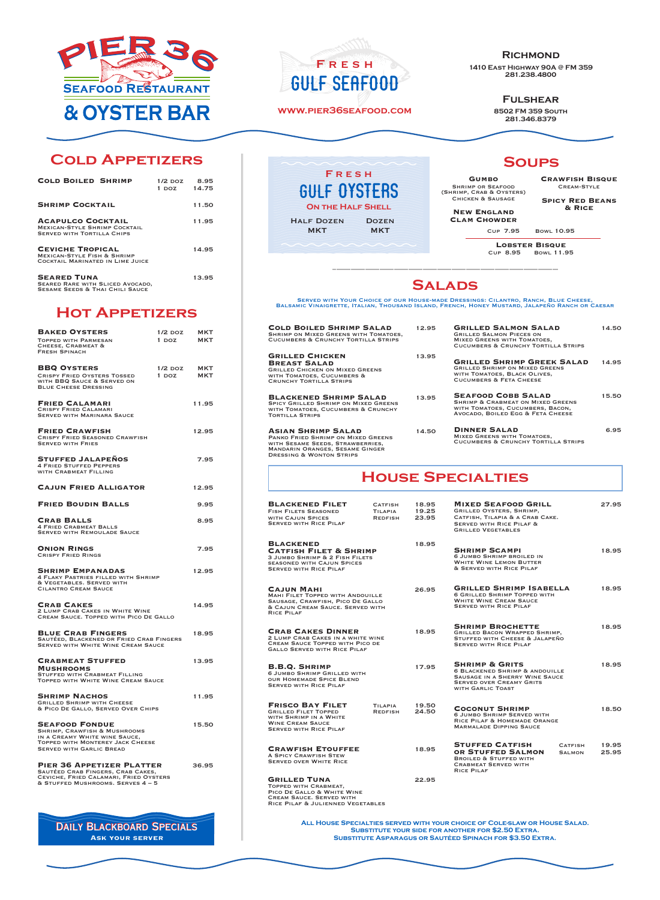# PIER 36 SEAFOOD RESTAURANT & OYSTER BAR

**FRESH GULF SEAFOOD**

WWW.PIER36SEAFOOD.COM

**RICHMOND**
1410 East Highway 90A @ FM 359
281.238.4800

**FULSHEAR**
8502 FM 359 South
281.346.8379

## COLD APPETIZERS

| Item | | Price |
|---|---|---|
| **COLD BOILED SHRIMP** | 1/2 doz / 1 doz | 8.95 / 14.75 |
| **SHRIMP COCKTAIL** | | 11.50 |
| **ACAPULCO COCKTAIL** – Mexican-Style Shrimp Cocktail Served with Tortilla Chips | | 11.95 |
| **CEVICHE TROPICAL** – Mexican-Style Fish & Shrimp Cocktail Marinated in Lime Juice | | 14.95 |
| **SEARED TUNA** – Seared Rare with Sliced Avocado, Sesame Seeds & Thai Chili Sauce | | 13.95 |

## HOT APPETIZERS

| Item | | Price |
|---|---|---|
| **BAKED OYSTERS** – Topped with Parmesan Cheese, Crabmeat & Fresh Spinach | 1/2 doz / 1 doz | MKT / MKT |
| **BBQ OYSTERS** – Crispy Fried Oysters Tossed with BBQ Sauce & Served on Blue Cheese Dressing | 1/2 doz / 1 doz | MKT / MKT |
| **FRIED CALAMARI** – Crispy Fried Calamari Served with Marinara Sauce | | 11.95 |
| **FRIED CRAWFISH** – Crispy Fried Seasoned Crawfish Served with Fries | | 12.95 |
| **STUFFED JALAPEÑOS** – 4 Fried Stuffed Peppers with Crabmeat Filling | | 7.95 |
| **CAJUN FRIED ALLIGATOR** | | 12.95 |
| **FRIED BOUDIN BALLS** | | 9.95 |
| **CRAB BALLS** – 4 Fried Crabmeat Balls Served with Remoulade Sauce | | 8.95 |
| **ONION RINGS** – Crispy Fried Rings | | 7.95 |
| **SHRIMP EMPANADAS** – 4 Flaky Pastries Filled with Shrimp & Vegetables. Served with Cilantro Cream Sauce | | 12.95 |
| **CRAB CAKES** – 2 Lump Crab Cakes in White Wine Cream Sauce. Topped with Pico De Gallo | | 14.95 |
| **BLUE CRAB FINGERS** – Sautéed, Blackened or Fried Crab Fingers Served with White Wine Cream Sauce | | 18.95 |
| **CRABMEAT STUFFED MUSHROOMS** – Stuffed with Crabmeat Filling Topped with White Wine Cream Sauce | | 13.95 |
| **SHRIMP NACHOS** – Grilled Shrimp with Cheese & Pico De Gallo, Served Over Chips | | 11.95 |
| **SEAFOOD FONDUE** – Shrimp, Crawfish & Mushrooms in a Creamy White Wine Sauce, Topped with Monterey Jack Cheese Served with Garlic Bread | | 15.50 |
| **PIER 36 APPETIZER PLATTER** – Sautéed Crab Fingers, Crab Cakes, Ceviche, Fried Calamari, Fried Oysters & Stuffed Mushrooms. Serves 4 – 5 | | 36.95 |

**DAILY BLACKBOARD SPECIALS**
Ask your server

## FRESH GULF OYSTERS
On the Half Shell

| Half Dozen | Dozen |
|---|---|
| MKT | MKT |

## SOUPS

**GUMBO** – Shrimp or Seafood (Shrimp, Crab & Oysters), Chicken & Sausage
**NEW ENGLAND CLAM CHOWDER**
**CRAWFISH BISQUE** – Cream-Style
**SPICY RED BEANS & RICE**

Cup 7.95 Bowl 10.95

**LOBSTER BISQUE**
Cup 8.95 Bowl 11.95

## SALADS

Served with your choice of our house-made dressings: Cilantro, Ranch, Blue Cheese, Balsamic Vinaigrette, Italian, Thousand Island, French, Honey Mustard, Jalapeño Ranch or Caesar

| Item | Price |
|---|---|
| **COLD BOILED SHRIMP SALAD** – Shrimp on Mixed Greens with Tomatoes, Cucumbers & Crunchy Tortilla Strips | 12.95 |
| **GRILLED CHICKEN BREAST SALAD** – Grilled Chicken on Mixed Greens with Tomatoes, Cucumbers & Crunchy Tortilla Strips | 13.95 |
| **BLACKENED SHRIMP SALAD** – Spicy Grilled Shrimp on Mixed Greens with Tomatoes, Cucumbers & Crunchy Tortilla Strips | 13.95 |
| **ASIAN SHRIMP SALAD** – Panko Fried Shrimp on Mixed Greens with Sesame Seeds, Strawberries, Mandarin Oranges, Sesame Ginger Dressing & Wonton Strips | 14.50 |
| **GRILLED SALMON SALAD** – Grilled Salmon Pieces on Mixed Greens with Tomatoes, Cucumbers & Crunchy Tortilla Strips | 14.50 |
| **GRILLED SHRIMP GREEK SALAD** – Grilled Shrimp on Mixed Greens with Tomatoes, Black Olives, Cucumbers & Feta Cheese | 14.95 |
| **SEAFOOD COBB SALAD** – Shrimp & Crabmeat on Mixed Greens with Tomatoes, Cucumbers, Bacon, Avocado, Boiled Egg & Feta Cheese | 15.50 |
| **DINNER SALAD** – Mixed Greens with Tomatoes, Cucumbers & Crunchy Tortilla Strips | 6.95 |

## HOUSE SPECIALTIES

| Item | | Price |
|---|---|---|
| **BLACKENED FILET** – Fish Filets Seasoned with Cajun Spices Served with Rice Pilaf | Catfish / Tilapia / Redfish | 18.95 / 19.25 / 23.95 |
| **BLACKENED CATFISH FILET & SHRIMP** – 3 Jumbo Shrimp & 2 Fish Filets Seasoned with Cajun Spices Served with Rice Pilaf | | 18.95 |
| **CAJUN MAHI** – Mahi Filet Topped with Andouille Sausage, Crawfish, Pico De Gallo & Cajun Cream Sauce. Served with Rice Pilaf | | 26.95 |
| **CRAB CAKES DINNER** – 2 Lump Crab Cakes in a White Wine Cream Sauce Topped with Pico De Gallo Served with Rice Pilaf | | 18.95 |
| **B.B.Q. SHRIMP** – 6 Jumbo Shrimp Grilled with our Homemade Spice Blend Served with Rice Pilaf | | 17.95 |
| **FRISCO BAY FILET** – Grilled Filet Topped with Shrimp in a White Wine Cream Sauce Served with Rice Pilaf | Tilapia / Redfish | 19.50 / 24.50 |
| **CRAWFISH ETOUFFEE** – A Spicy Crawfish Stew Served Over White Rice | | 18.95 |
| **GRILLED TUNA** – Topped with Crabmeat, Pico De Gallo & White Wine Cream Sauce. Served with Rice Pilaf & Julienned Vegetables | | 22.95 |
| **MIXED SEAFOOD GRILL** – Grilled Oysters, Shrimp, Catfish, Tilapia & a Crab Cake. Served with Rice Pilaf & Grilled Vegetables | | 27.95 |
| **SHRIMP SCAMPI** – 6 Jumbo Shrimp Broiled in White Wine Lemon Butter & Served with Rice Pilaf | | 18.95 |
| **GRILLED SHRIMP ISABELLA** – 6 Grilled Shrimp Topped with White Wine Cream Sauce Served with Rice Pilaf | | 18.95 |
| **SHRIMP BROCHETTE** – Grilled Bacon Wrapped Shrimp, Stuffed with Cheese & Jalapeño Served with Rice Pilaf | | 18.95 |
| **SHRIMP & GRITS** – 6 Blackened Shrimp & Andouille Sausage in a Sherry Wine Sauce Served Over Creamy Grits with Garlic Toast | | 18.95 |
| **COCONUT SHRIMP** – 6 Jumbo Shrimp Served with Rice Pilaf & Homemade Orange Marmalade Dipping Sauce | | 18.50 |
| **STUFFED CATFISH OR STUFFED SALMON** – Broiled & Stuffed with Crabmeat Served with Rice Pilaf | Catfish / Salmon | 19.95 / 25.95 |

All House Specialties served with your choice of Cole-Slaw or House Salad.
Substitute your side for another for $2.50 extra.
Substitute Asparagus or Sautéed Spinach for $3.50 extra.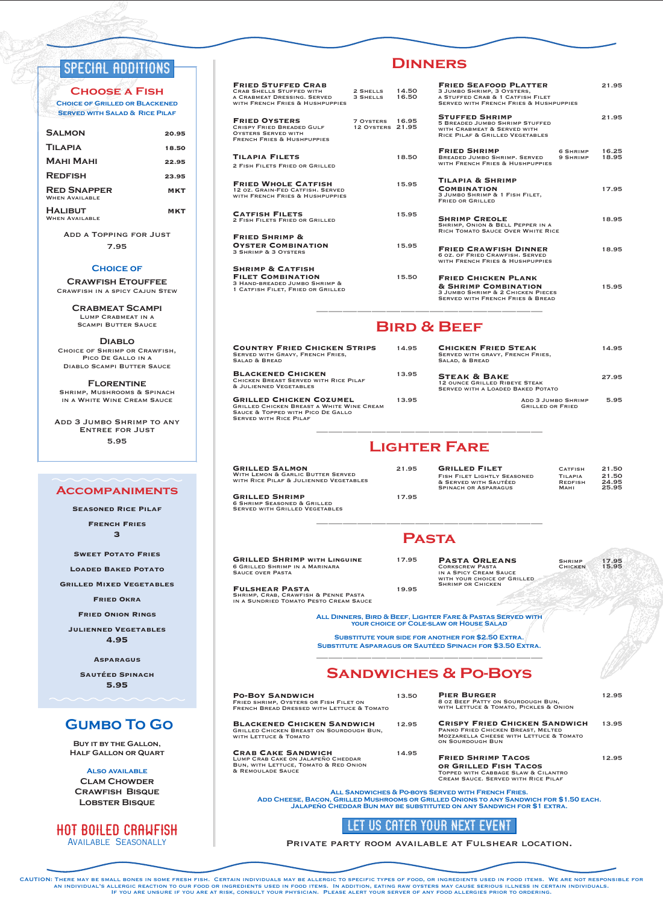## Special Additions

### Choose a Fish

Choice of Grilled or Blackened
Served with Salad & Rice Pilaf

| | |
|---|---|
| Salmon | 20.95 |
| Tilapia | 18.50 |
| Mahi Mahi | 22.95 |
| Redfish | 23.95 |
| Red Snapper (When Available) | MKT |
| Halibut (When Available) | MKT |

Add a Topping for Just
7.95

Choice of

**Crawfish Etouffee**
Crawfish in a Spicy Cajun Stew

**Crabmeat Scampi**
Lump Crabmeat in a Scampi Butter Sauce

**Diablo**
Choice of Shrimp or Crawfish, Pico De Gallo in a Diablo Scampi Butter Sauce

**Florentine**
Shrimp, Mushrooms & Spinach in a White Wine Cream Sauce

Add 3 Jumbo Shrimp to Any Entree for Just
5.95

## Accompaniments

Seasoned Rice Pilaf
French Fries
3

Sweet Potato Fries
Loaded Baked Potato
Grilled Mixed Vegetables
Fried Okra
Fried Onion Rings
Julienned Vegetables
4.95

Asparagus
Sautéed Spinach
5.95

## Gumbo To Go

Buy it by the Gallon, Half Gallon or Quart

Also Available
Clam Chowder
Crawfish Bisque
Lobster Bisque

## Hot Boiled Crawfish

Available Seasonally

## Dinners

**Fried Stuffed Crab** — 2 Shells 14.50 / 3 Shells 16.50
Crab Shells Stuffed with a Crabmeat Dressing. Served with French Fries & Hushpuppies

**Fried Oysters** — 7 Oysters 16.95 / 12 Oysters 21.95
Crispy Fried Breaded Gulf Oysters Served with French Fries & Hushpuppies

**Tilapia Filets** — 18.50
2 Fish Filets Fried or Grilled

**Fried Whole Catfish** — 15.95
12 oz. Grain-Fed Catfish. Served with French Fries & Hushpuppies

**Catfish Filets** — 15.95
2 Fish Filets Fried or Grilled

**Fried Shrimp & Oyster Combination** — 15.95
3 Shrimp & 3 Oysters

**Shrimp & Catfish Filet Combination** — 15.50
3 Hand-Breaded Jumbo Shrimp & 1 Catfish Filet, Fried or Grilled

**Fried Seafood Platter** — 21.95
3 Jumbo Shrimp, 3 Oysters, a Stuffed Crab & 1 Catfish Filet Served with French Fries & Hushpuppies

**Stuffed Shrimp** — 21.95
5 Breaded Jumbo Shrimp Stuffed with Crabmeat & Served with Rice Pilaf & Grilled Vegetables

**Fried Shrimp** — 6 Shrimp 16.25 / 9 Shrimp 18.95
Breaded Jumbo Shrimp. Served with French Fries & Hushpuppies

**Tilapia & Shrimp Combination** — 17.95
3 Jumbo Shrimp & 1 Fish Filet, Fried or Grilled

**Shrimp Creole** — 18.95
Shrimp, Onion & Bell Pepper in a Rich Tomato Sauce over White Rice

**Fried Crawfish Dinner** — 18.95
6 oz. of Fried Crawfish. Served with French Fries & Hushpuppies

**Fried Chicken Plank & Shrimp Combination** — 15.95
3 Jumbo Shrimp & 2 Chicken Pieces Served with French Fries & Bread

## Bird & Beef

**Country Fried Chicken Strips** — 14.95
Served with Gravy, French Fries, Salad & Bread

**Blackened Chicken** — 13.95
Chicken Breast Served with Rice Pilaf & Julienned Vegetables

**Grilled Chicken Cozumel** — 13.95
Grilled Chicken Breast a White Wine Cream Sauce & Topped with Pico De Gallo Served with Rice Pilaf

**Chicken Fried Steak** — 14.95
Served with Gravy, French Fries, Salad, & Bread

**Steak & Bake** — 27.95
12 Ounce Grilled Ribeye Steak Served with a Loaded Baked Potato

Add 3 Jumbo Shrimp Grilled or Fried — 5.95

## Lighter Fare

**Grilled Salmon** — 21.95
With Lemon & Garlic Butter Served with Rice Pilaf & Julienned Vegetables

**Grilled Shrimp** — 17.95
6 Shrimp Seasoned & Grilled Served with Grilled Vegetables

**Grilled Filet** — Catfish 21.50 / Tilapia 21.50 / Redfish 24.95 / Mahi 25.95
Fish Filet Lightly Seasoned & Served with Sautéed Spinach or Asparagus

## Pasta

**Grilled Shrimp with Linguine** — 17.95
6 Grilled Shrimp in a Marinara Sauce over Pasta

**Fulshear Pasta** — 19.95
Shrimp, Crab, Crawfish & Penne Pasta in a Sundried Tomato Pesto Cream Sauce

**Pasta Orleans** — Shrimp 17.95 / Chicken 15.95
Corkscrew Pasta in a Spicy Cream Sauce with Your Choice of Grilled Shrimp or Chicken

All Dinners, Bird & Beef, Lighter Fare & Pastas Served with Your Choice of Cole-Slaw or House Salad

Substitute Your Side for Another for $2.50 Extra.
Substitute Asparagus or Sautéed Spinach for $3.50 Extra.

## Sandwiches & Po-Boys

**Po-Boy Sandwich** — 13.50
Fried Shrimp, Oysters or Fish Filet on French Bread Dressed with Lettuce & Tomato

**Blackened Chicken Sandwich** — 12.95
Grilled Chicken Breast on Sourdough Bun, with Lettuce & Tomato

**Crab Cake Sandwich** — 14.95
Lump Crab Cake on Jalapeño Cheddar Bun, with Lettuce, Tomato & Red Onion & Remoulade Sauce

**Pier Burger** — 12.95
8 oz Beef Patty on Sourdough Bun, with Lettuce & Tomato, Pickles & Onion

**Crispy Fried Chicken Sandwich** — 13.95
Panko Fried Chicken Breast, Melted Mozzarella Cheese with Lettuce & Tomato on Sourdough Bun

**Fried Shrimp Tacos or Grilled Fish Tacos** — 12.95
Topped with Cabbage Slaw & Cilantro Cream Sauce. Served with Rice Pilaf

All Sandwiches & Po-Boys Served with French Fries.
Add Cheese, Bacon, Grilled Mushrooms or Grilled Onions to Any Sandwich for $1.50 Each.
Jalapeño Cheddar Bun May Be Substituted on Any Sandwich for $1 Extra.

## Let Us Cater Your Next Event

Private Party Room Available at Fulshear Location.

Caution: There may be small bones in some fresh fish. Certain individuals may be allergic to specific types of food, or ingredients used in food items. We are not responsible for an individual's allergic reaction to our food or ingredients used in food items. In addition, eating raw oysters may cause serious illness in certain individuals. If you are unsure if you are at risk, consult your physician. Please alert your server of any food allergies prior to ordering.